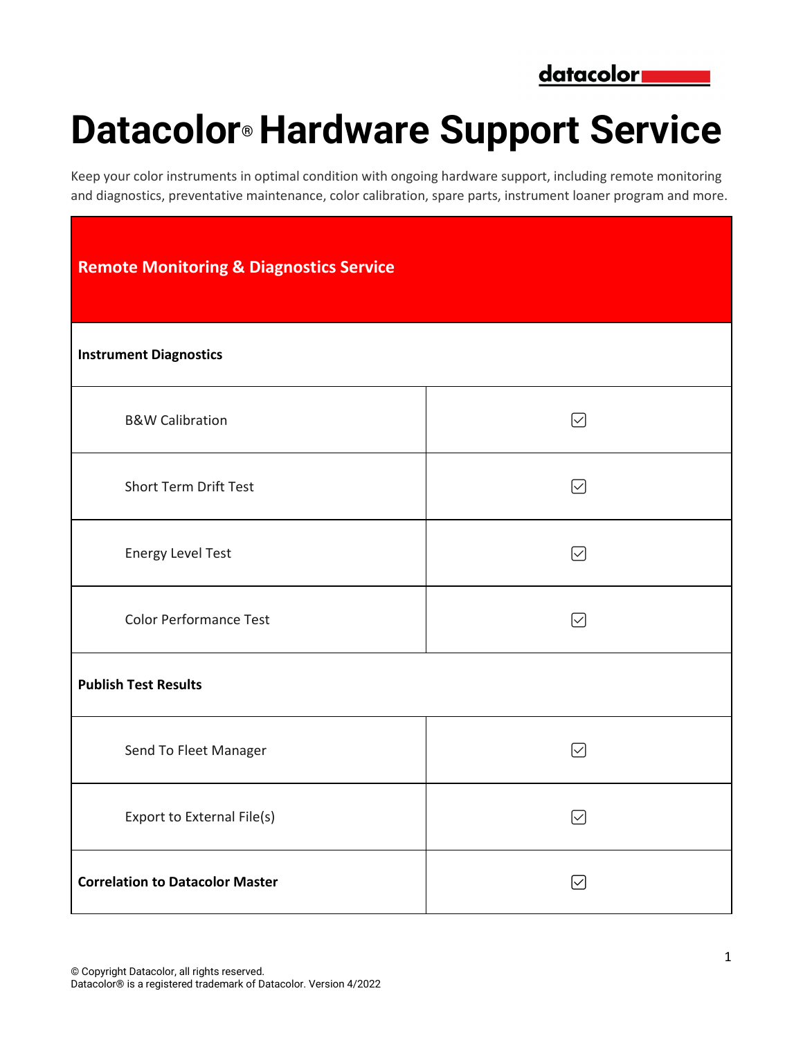# Datacolor® Hardware Support Service

Keep your color instruments in optimal condition with ongoing hardware support, including remote monitoring and diagnostics, preventative maintenance, color calibration, spare parts, instrument loaner program and more.

| **Remote Monitoring & Diagnostics Service** | |
|---|---|
| **Instrument Diagnostics** | |
| B&W Calibration | ☑ |
| Short Term Drift Test | ☑ |
| Energy Level Test | ☑ |
| Color Performance Test | ☑ |
| **Publish Test Results** | |
| Send To Fleet Manager | ☑ |
| Export to External File(s) | ☑ |
| **Correlation to Datacolor Master** | ☑ |

© Copyright Datacolor, all rights reserved.
Datacolor® is a registered trademark of Datacolor. Version 4/2022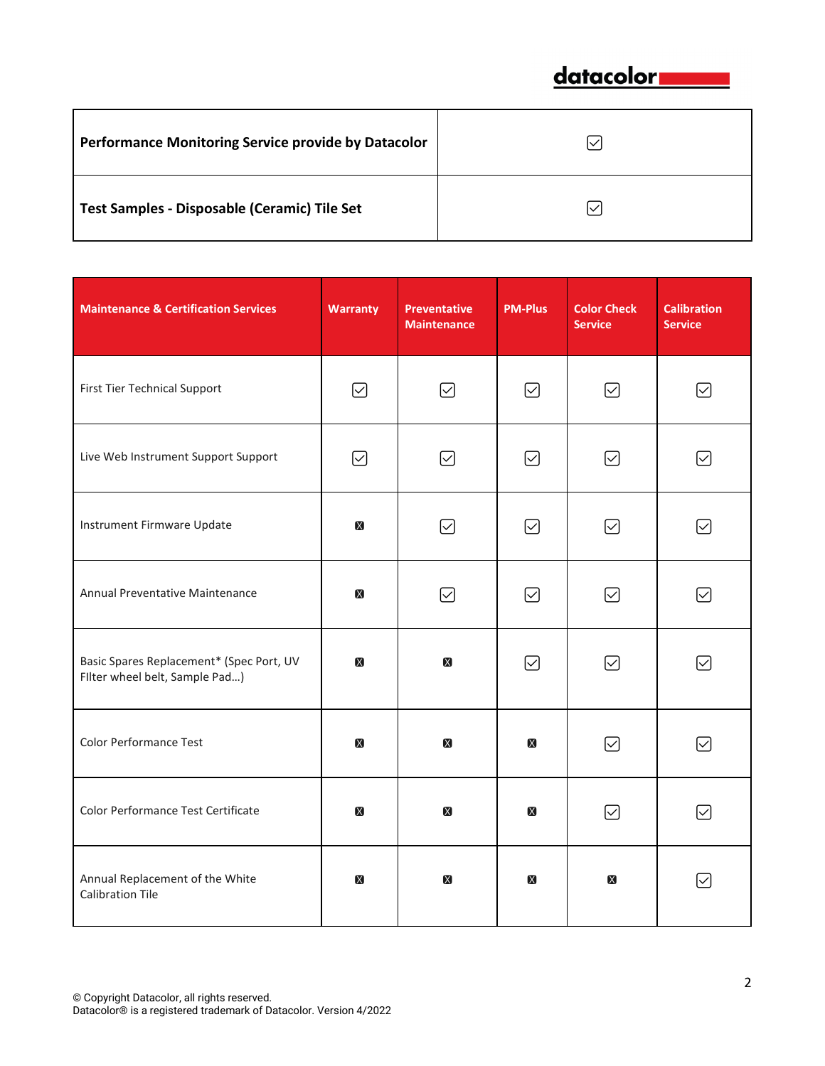| **Performance Monitoring Service provide by Datacolor** | ☑ |
|---|---|
| **Test Samples - Disposable (Ceramic) Tile Set** | ☑ |

| Maintenance & Certification Services | Warranty | Preventative Maintenance | PM-Plus | Color Check Service | Calibration Service |
|---|---|---|---|---|---|
| First Tier Technical Support | ☑ | ☑ | ☑ | ☑ | ☑ |
| Live Web Instrument Support Support | ☑ | ☑ | ☑ | ☑ | ☑ |
| Instrument Firmware Update | ☒ | ☑ | ☑ | ☑ | ☑ |
| Annual Preventative Maintenance | ☒ | ☑ | ☑ | ☑ | ☑ |
| Basic Spares Replacement* (Spec Port, UV FIlter wheel belt, Sample Pad…) | ☒ | ☒ | ☑ | ☑ | ☑ |
| Color Performance Test | ☒ | ☒ | ☒ | ☑ | ☑ |
| Color Performance Test Certificate | ☒ | ☒ | ☒ | ☑ | ☑ |
| Annual Replacement of the White Calibration Tile | ☒ | ☒ | ☒ | ☒ | ☑ |

© Copyright Datacolor, all rights reserved.
Datacolor® is a registered trademark of Datacolor. Version 4/2022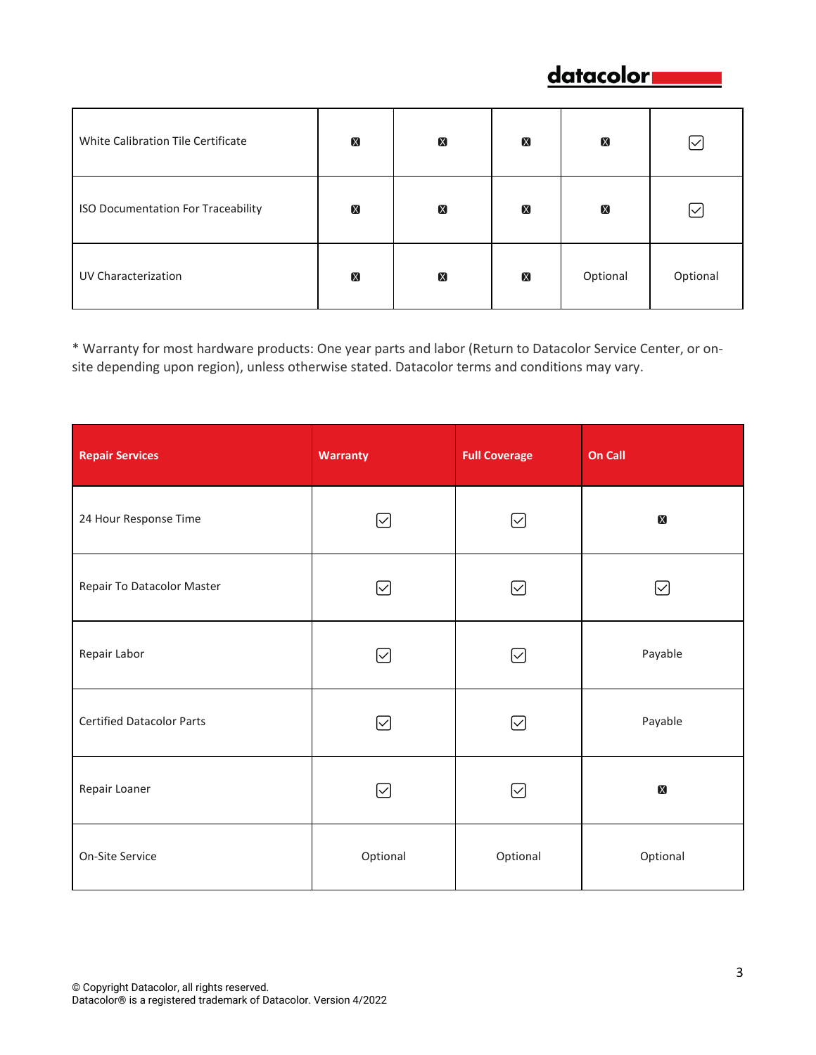| | | | | | |
|---|---|---|---|---|---|
| White Calibration Tile Certificate | ☒ | ☒ | ☒ | ☒ | ☑ |
| ISO Documentation For Traceability | ☒ | ☒ | ☒ | ☒ | ☑ |
| UV Characterization | ☒ | ☒ | ☒ | Optional | Optional |

* Warranty for most hardware products: One year parts and labor (Return to Datacolor Service Center, or on-site depending upon region), unless otherwise stated. Datacolor terms and conditions may vary.

| Repair Services | Warranty | Full Coverage | On Call |
|---|---|---|---|
| 24 Hour Response Time | ☑ | ☑ | ☒ |
| Repair To Datacolor Master | ☑ | ☑ | ☑ |
| Repair Labor | ☑ | ☑ | Payable |
| Certified Datacolor Parts | ☑ | ☑ | Payable |
| Repair Loaner | ☑ | ☑ | ☒ |
| On-Site Service | Optional | Optional | Optional |

© Copyright Datacolor, all rights reserved.
Datacolor® is a registered trademark of Datacolor. Version 4/2022